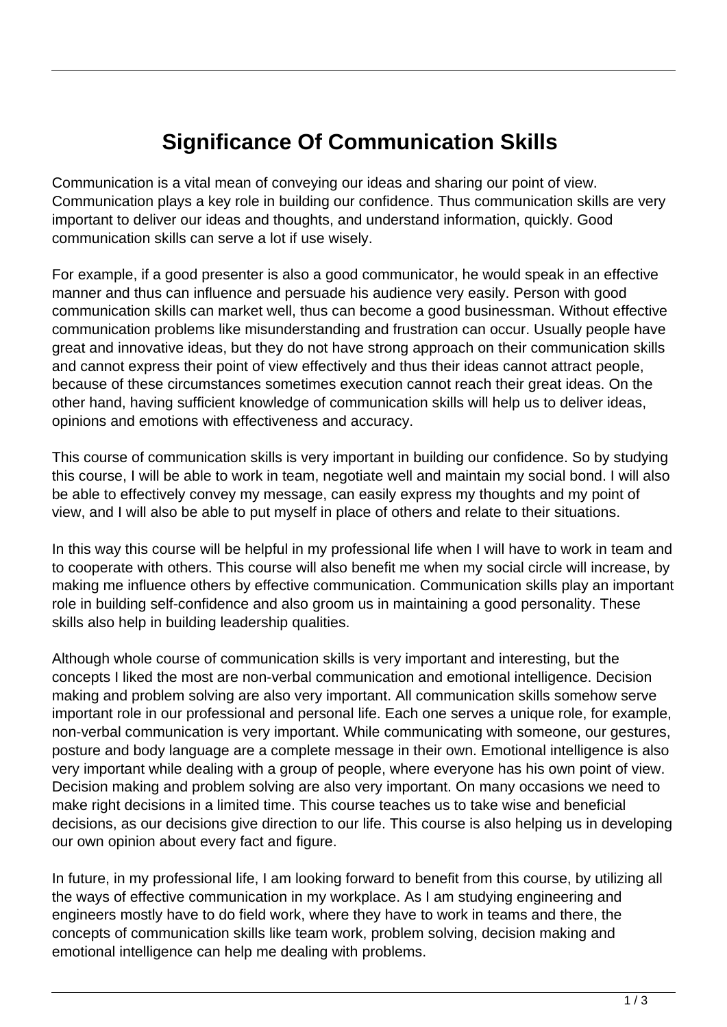# Significance Of Communication Skills

Communication is a vital mean of conveying our ideas and sharing our point of view. Communication plays a key role in building our confidence. Thus communication skills are very important to deliver our ideas and thoughts, and understand information, quickly. Good communication skills can serve a lot if use wisely.

For example, if a good presenter is also a good communicator, he would speak in an effective manner and thus can influence and persuade his audience very easily. Person with good communication skills can market well, thus can become a good businessman. Without effective communication problems like misunderstanding and frustration can occur. Usually people have great and innovative ideas, but they do not have strong approach on their communication skills and cannot express their point of view effectively and thus their ideas cannot attract people, because of these circumstances sometimes execution cannot reach their great ideas. On the other hand, having sufficient knowledge of communication skills will help us to deliver ideas, opinions and emotions with effectiveness and accuracy.

This course of communication skills is very important in building our confidence. So by studying this course, I will be able to work in team, negotiate well and maintain my social bond. I will also be able to effectively convey my message, can easily express my thoughts and my point of view, and I will also be able to put myself in place of others and relate to their situations.

In this way this course will be helpful in my professional life when I will have to work in team and to cooperate with others. This course will also benefit me when my social circle will increase, by making me influence others by effective communication. Communication skills play an important role in building self-confidence and also groom us in maintaining a good personality. These skills also help in building leadership qualities.

Although whole course of communication skills is very important and interesting, but the concepts I liked the most are non-verbal communication and emotional intelligence. Decision making and problem solving are also very important. All communication skills somehow serve important role in our professional and personal life. Each one serves a unique role, for example, non-verbal communication is very important. While communicating with someone, our gestures, posture and body language are a complete message in their own. Emotional intelligence is also very important while dealing with a group of people, where everyone has his own point of view. Decision making and problem solving are also very important. On many occasions we need to make right decisions in a limited time. This course teaches us to take wise and beneficial decisions, as our decisions give direction to our life. This course is also helping us in developing our own opinion about every fact and figure.

In future, in my professional life, I am looking forward to benefit from this course, by utilizing all the ways of effective communication in my workplace. As I am studying engineering and engineers mostly have to do field work, where they have to work in teams and there, the concepts of communication skills like team work, problem solving, decision making and emotional intelligence can help me dealing with problems.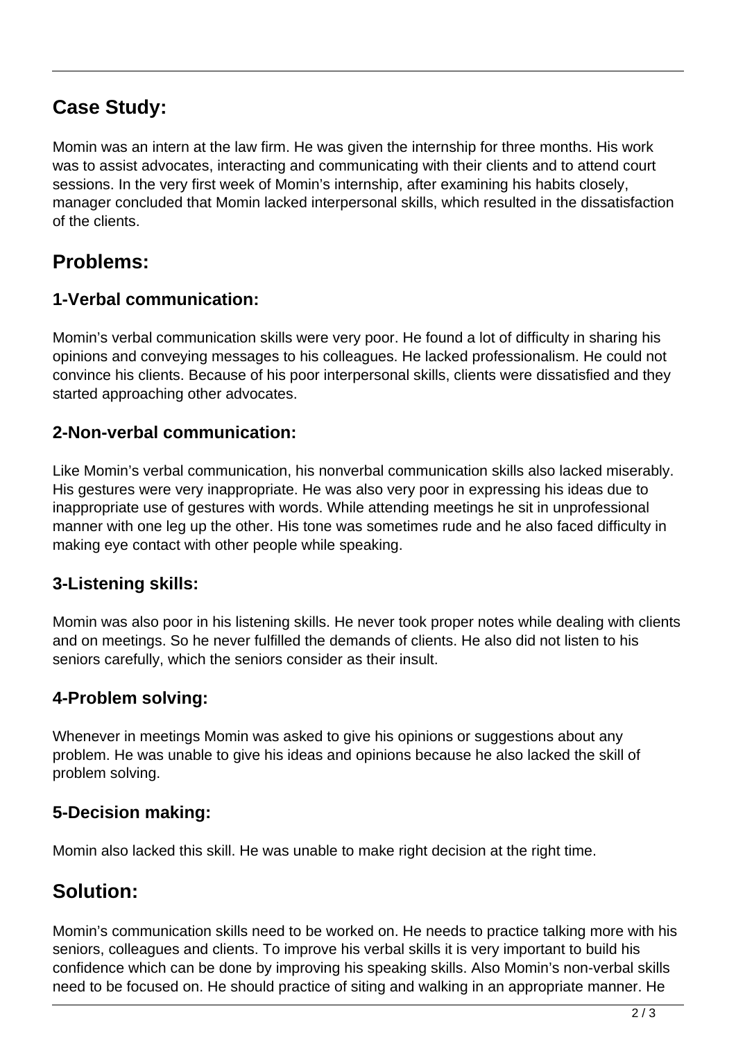## Case Study:

Momin was an intern at the law firm. He was given the internship for three months. His work was to assist advocates, interacting and communicating with their clients and to attend court sessions. In the very first week of Momin's internship, after examining his habits closely, manager concluded that Momin lacked interpersonal skills, which resulted in the dissatisfaction of the clients.

## Problems:

### 1-Verbal communication:

Momin's verbal communication skills were very poor. He found a lot of difficulty in sharing his opinions and conveying messages to his colleagues. He lacked professionalism. He could not convince his clients. Because of his poor interpersonal skills, clients were dissatisfied and they started approaching other advocates.

### 2-Non-verbal communication:

Like Momin's verbal communication, his nonverbal communication skills also lacked miserably. His gestures were very inappropriate. He was also very poor in expressing his ideas due to inappropriate use of gestures with words. While attending meetings he sit in unprofessional manner with one leg up the other. His tone was sometimes rude and he also faced difficulty in making eye contact with other people while speaking.

### 3-Listening skills:

Momin was also poor in his listening skills. He never took proper notes while dealing with clients and on meetings. So he never fulfilled the demands of clients. He also did not listen to his seniors carefully, which the seniors consider as their insult.

### 4-Problem solving:

Whenever in meetings Momin was asked to give his opinions or suggestions about any problem. He was unable to give his ideas and opinions because he also lacked the skill of problem solving.

### 5-Decision making:

Momin also lacked this skill. He was unable to make right decision at the right time.

## Solution:

Momin's communication skills need to be worked on. He needs to practice talking more with his seniors, colleagues and clients. To improve his verbal skills it is very important to build his confidence which can be done by improving his speaking skills. Also Momin's non-verbal skills need to be focused on. He should practice of siting and walking in an appropriate manner. He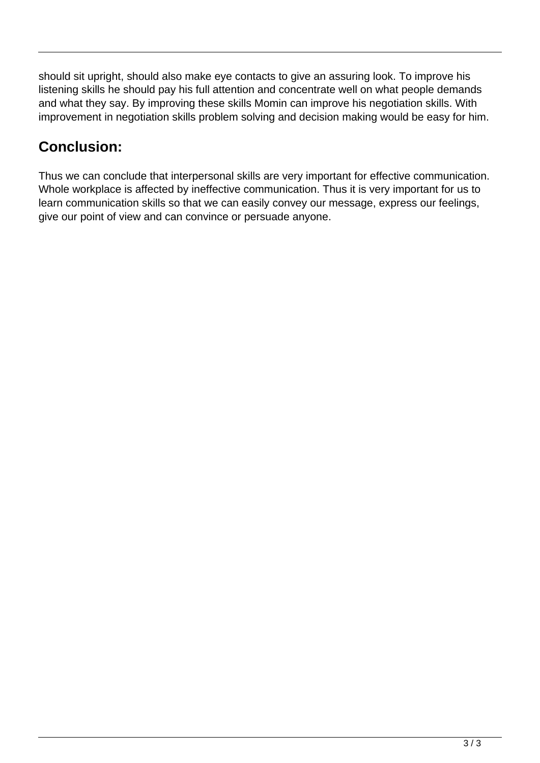should sit upright, should also make eye contacts to give an assuring look. To improve his listening skills he should pay his full attention and concentrate well on what people demands and what they say. By improving these skills Momin can improve his negotiation skills. With improvement in negotiation skills problem solving and decision making would be easy for him.

## Conclusion:

Thus we can conclude that interpersonal skills are very important for effective communication. Whole workplace is affected by ineffective communication. Thus it is very important for us to learn communication skills so that we can easily convey our message, express our feelings, give our point of view and can convince or persuade anyone.